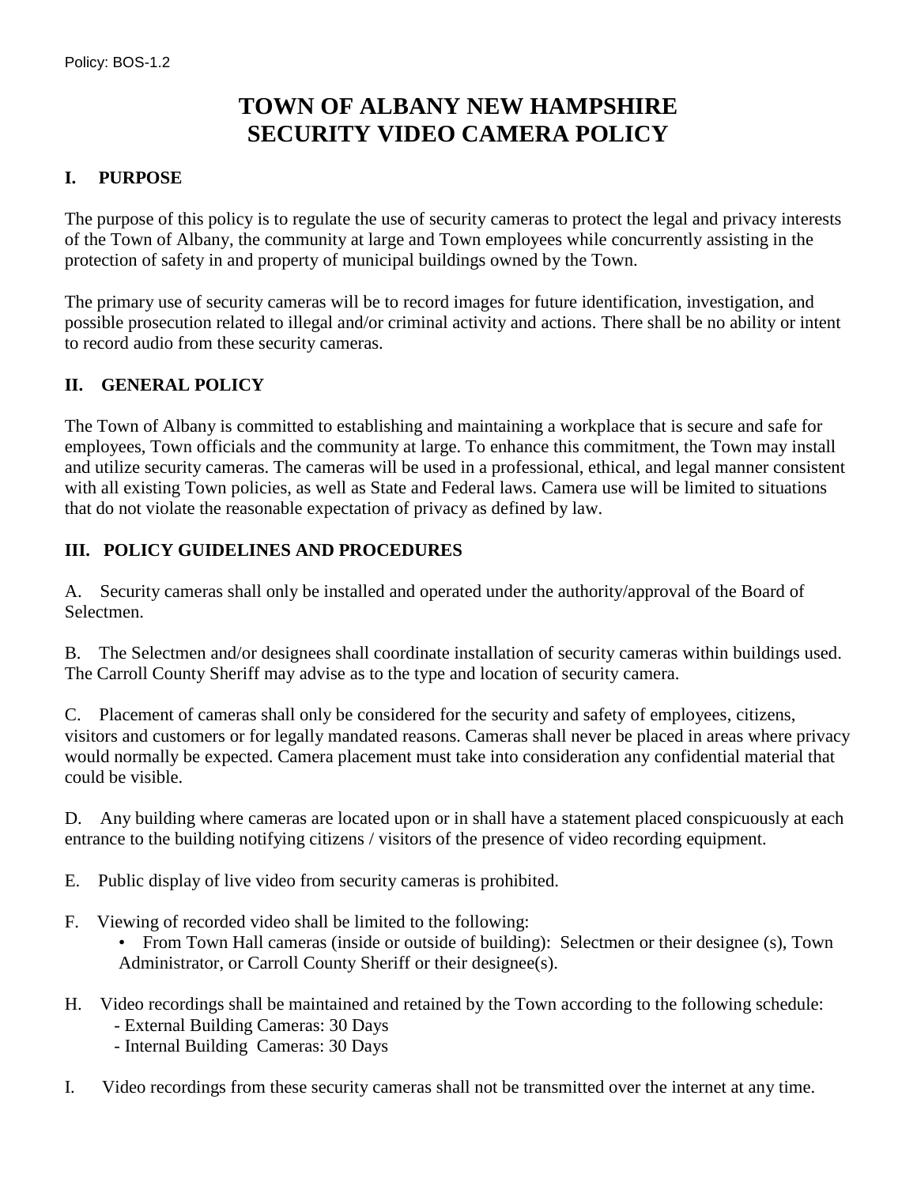Policy: BOS-1.2

# TOWN OF ALBANY NEW HAMPSHIRE SECURITY VIDEO CAMERA POLICY

## I. PURPOSE

The purpose of this policy is to regulate the use of security cameras to protect the legal and privacy interests of the Town of Albany, the community at large and Town employees while concurrently assisting in the protection of safety in and property of municipal buildings owned by the Town.

The primary use of security cameras will be to record images for future identification, investigation, and possible prosecution related to illegal and/or criminal activity and actions. There shall be no ability or intent to record audio from these security cameras.

## II. GENERAL POLICY

The Town of Albany is committed to establishing and maintaining a workplace that is secure and safe for employees, Town officials and the community at large. To enhance this commitment, the Town may install and utilize security cameras. The cameras will be used in a professional, ethical, and legal manner consistent with all existing Town policies, as well as State and Federal laws. Camera use will be limited to situations that do not violate the reasonable expectation of privacy as defined by law.

## III. POLICY GUIDELINES AND PROCEDURES

A. Security cameras shall only be installed and operated under the authority/approval of the Board of Selectmen.

B. The Selectmen and/or designees shall coordinate installation of security cameras within buildings used. The Carroll County Sheriff may advise as to the type and location of security camera.

C. Placement of cameras shall only be considered for the security and safety of employees, citizens, visitors and customers or for legally mandated reasons. Cameras shall never be placed in areas where privacy would normally be expected. Camera placement must take into consideration any confidential material that could be visible.

D. Any building where cameras are located upon or in shall have a statement placed conspicuously at each entrance to the building notifying citizens / visitors of the presence of video recording equipment.

E. Public display of live video from security cameras is prohibited.

F. Viewing of recorded video shall be limited to the following:

- From Town Hall cameras (inside or outside of building): Selectmen or their designee (s), Town Administrator, or Carroll County Sheriff or their designee(s).

H. Video recordings shall be maintained and retained by the Town according to the following schedule:

- External Building Cameras: 30 Days
- Internal Building Cameras: 30 Days

I. Video recordings from these security cameras shall not be transmitted over the internet at any time.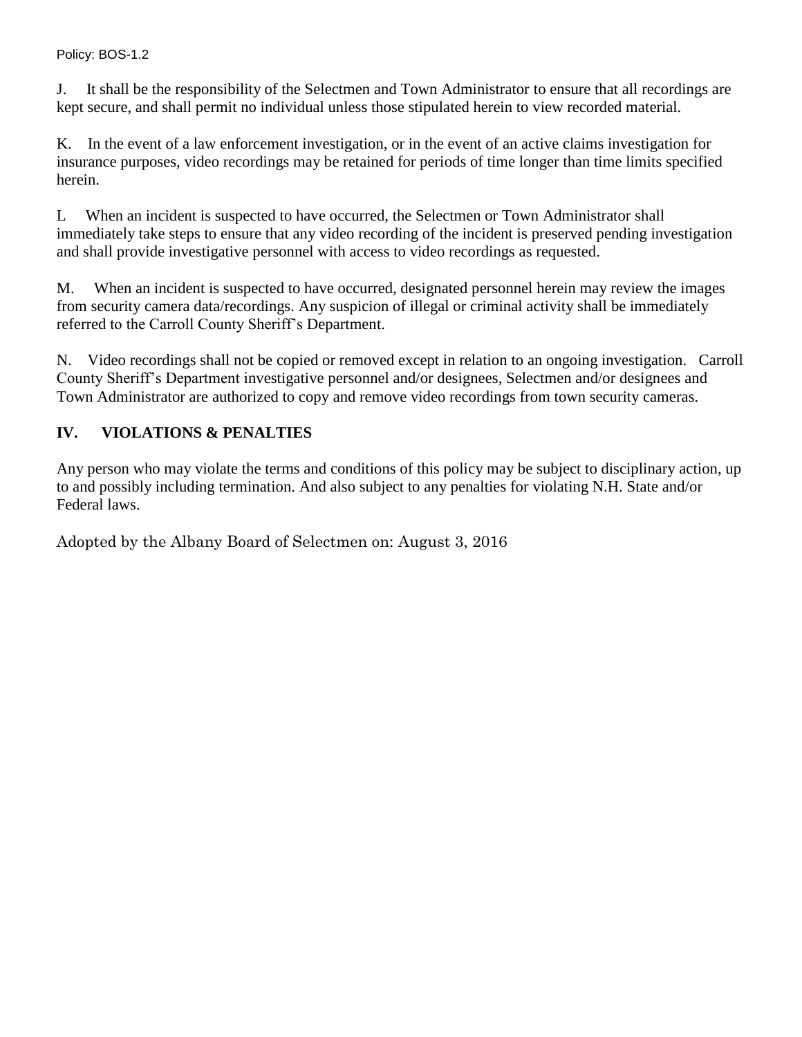J. It shall be the responsibility of the Selectmen and Town Administrator to ensure that all recordings are kept secure, and shall permit no individual unless those stipulated herein to view recorded material.

K. In the event of a law enforcement investigation, or in the event of an active claims investigation for insurance purposes, video recordings may be retained for periods of time longer than time limits specified herein.

L When an incident is suspected to have occurred, the Selectmen or Town Administrator shall immediately take steps to ensure that any video recording of the incident is preserved pending investigation and shall provide investigative personnel with access to video recordings as requested.

M. When an incident is suspected to have occurred, designated personnel herein may review the images from security camera data/recordings. Any suspicion of illegal or criminal activity shall be immediately referred to the Carroll County Sheriff's Department.

N. Video recordings shall not be copied or removed except in relation to an ongoing investigation. Carroll County Sheriff's Department investigative personnel and/or designees, Selectmen and/or designees and Town Administrator are authorized to copy and remove video recordings from town security cameras.

## IV. VIOLATIONS & PENALTIES

Any person who may violate the terms and conditions of this policy may be subject to disciplinary action, up to and possibly including termination. And also subject to any penalties for violating N.H. State and/or Federal laws.

Adopted by the Albany Board of Selectmen on: August 3, 2016